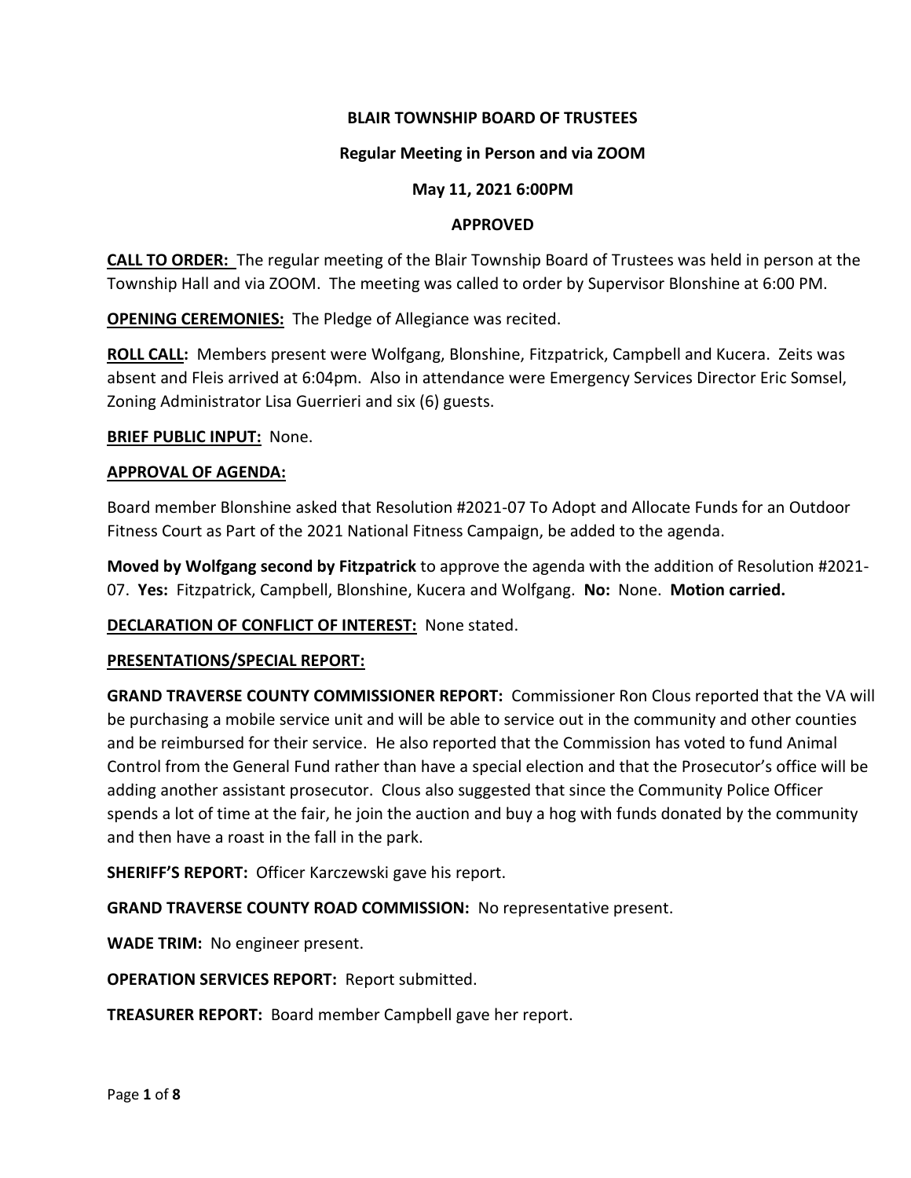**BLAIR TOWNSHIP BOARD OF TRUSTEES**

**Regular Meeting in Person and via ZOOM**

**May 11, 2021 6:00PM**

**APPROVED**

**CALL TO ORDER:** The regular meeting of the Blair Township Board of Trustees was held in person at the Township Hall and via ZOOM. The meeting was called to order by Supervisor Blonshine at 6:00 PM.

**OPENING CEREMONIES:** The Pledge of Allegiance was recited.

**ROLL CALL:** Members present were Wolfgang, Blonshine, Fitzpatrick, Campbell and Kucera. Zeits was absent and Fleis arrived at 6:04pm. Also in attendance were Emergency Services Director Eric Somsel, Zoning Administrator Lisa Guerrieri and six (6) guests.

**BRIEF PUBLIC INPUT:** None.

**APPROVAL OF AGENDA:**

Board member Blonshine asked that Resolution #2021-07 To Adopt and Allocate Funds for an Outdoor Fitness Court as Part of the 2021 National Fitness Campaign, be added to the agenda.

**Moved by Wolfgang second by Fitzpatrick** to approve the agenda with the addition of Resolution #2021-07. **Yes:** Fitzpatrick, Campbell, Blonshine, Kucera and Wolfgang. **No:** None. **Motion carried.**

**DECLARATION OF CONFLICT OF INTEREST:** None stated.

**PRESENTATIONS/SPECIAL REPORT:**

**GRAND TRAVERSE COUNTY COMMISSIONER REPORT:** Commissioner Ron Clous reported that the VA will be purchasing a mobile service unit and will be able to service out in the community and other counties and be reimbursed for their service. He also reported that the Commission has voted to fund Animal Control from the General Fund rather than have a special election and that the Prosecutor's office will be adding another assistant prosecutor. Clous also suggested that since the Community Police Officer spends a lot of time at the fair, he join the auction and buy a hog with funds donated by the community and then have a roast in the fall in the park.

**SHERIFF'S REPORT:** Officer Karczewski gave his report.

**GRAND TRAVERSE COUNTY ROAD COMMISSION:** No representative present.

**WADE TRIM:** No engineer present.

**OPERATION SERVICES REPORT:** Report submitted.

**TREASURER REPORT:** Board member Campbell gave her report.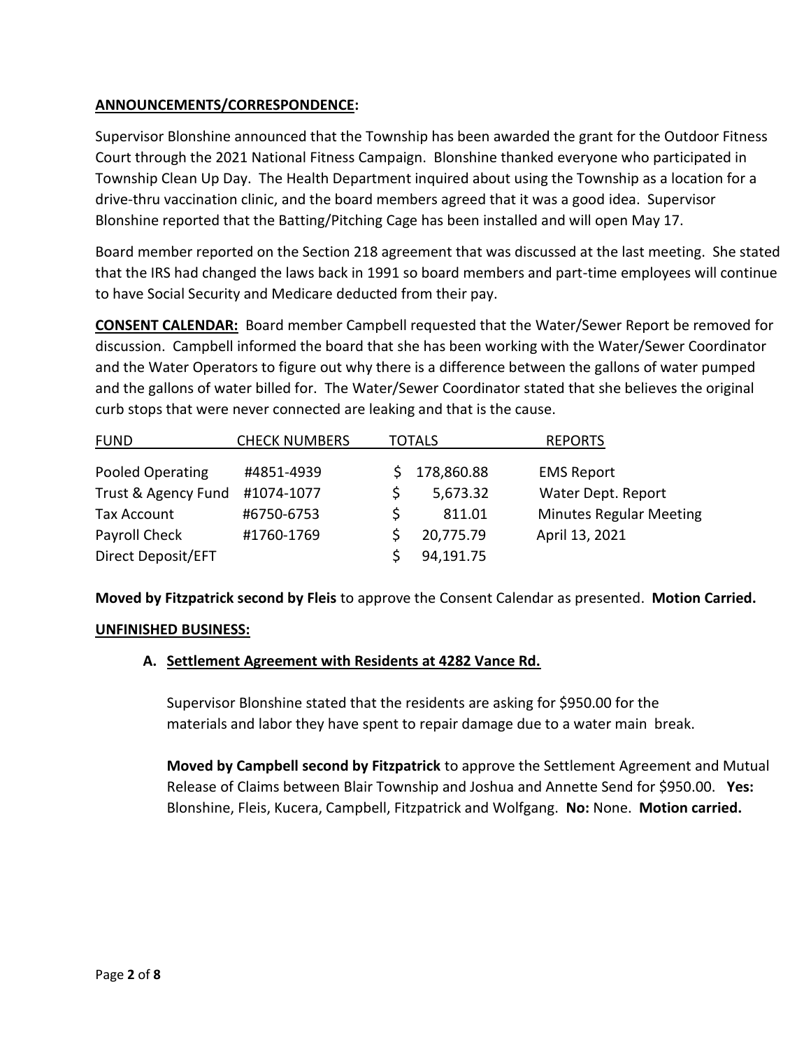**ANNOUNCEMENTS/CORRESPONDENCE:**

Supervisor Blonshine announced that the Township has been awarded the grant for the Outdoor Fitness Court through the 2021 National Fitness Campaign. Blonshine thanked everyone who participated in Township Clean Up Day. The Health Department inquired about using the Township as a location for a drive-thru vaccination clinic, and the board members agreed that it was a good idea. Supervisor Blonshine reported that the Batting/Pitching Cage has been installed and will open May 17.

Board member reported on the Section 218 agreement that was discussed at the last meeting. She stated that the IRS had changed the laws back in 1991 so board members and part-time employees will continue to have Social Security and Medicare deducted from their pay.

**CONSENT CALENDAR:** Board member Campbell requested that the Water/Sewer Report be removed for discussion. Campbell informed the board that she has been working with the Water/Sewer Coordinator and the Water Operators to figure out why there is a difference between the gallons of water pumped and the gallons of water billed for. The Water/Sewer Coordinator stated that she believes the original curb stops that were never connected are leaking and that is the cause.

| FUND | CHECK NUMBERS | TOTALS | REPORTS |
|---|---|---|---|
| Pooled Operating | #4851-4939 | $ 178,860.88 | EMS Report |
| Trust & Agency Fund | #1074-1077 | $ 5,673.32 | Water Dept. Report |
| Tax Account | #6750-6753 | $ 811.01 | Minutes Regular Meeting |
| Payroll Check | #1760-1769 | $ 20,775.79 | April 13, 2021 |
| Direct Deposit/EFT | | $ 94,191.75 | |

**Moved by Fitzpatrick second by Fleis** to approve the Consent Calendar as presented. **Motion Carried.**

**UNFINISHED BUSINESS:**

**A. Settlement Agreement with Residents at 4282 Vance Rd.**

Supervisor Blonshine stated that the residents are asking for $950.00 for the materials and labor they have spent to repair damage due to a water main break.

**Moved by Campbell second by Fitzpatrick** to approve the Settlement Agreement and Mutual Release of Claims between Blair Township and Joshua and Annette Send for $950.00. **Yes:** Blonshine, Fleis, Kucera, Campbell, Fitzpatrick and Wolfgang. **No:** None. **Motion carried.**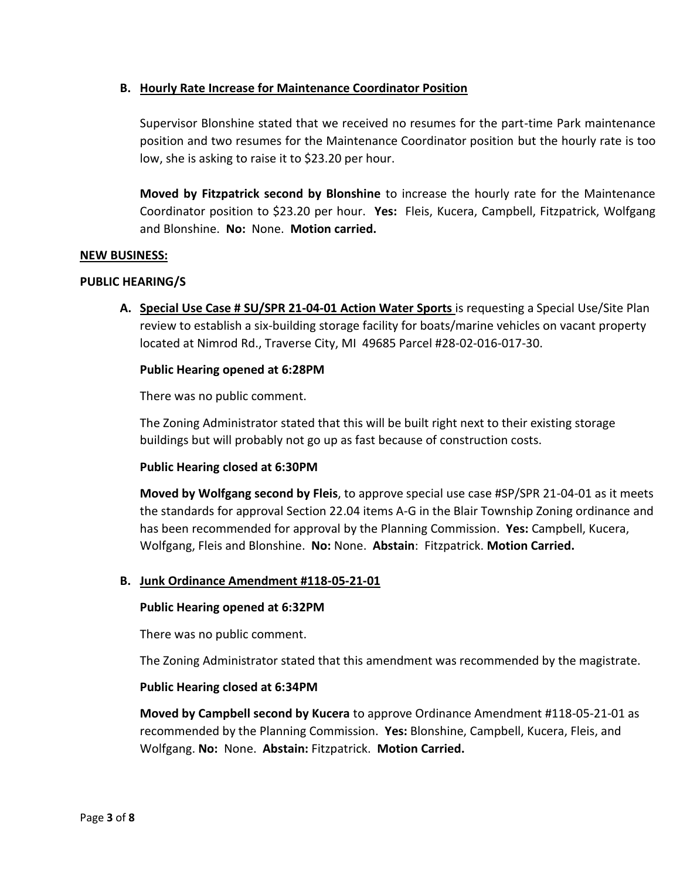**B. Hourly Rate Increase for Maintenance Coordinator Position**

Supervisor Blonshine stated that we received no resumes for the part-time Park maintenance position and two resumes for the Maintenance Coordinator position but the hourly rate is too low, she is asking to raise it to $23.20 per hour.

**Moved by Fitzpatrick second by Blonshine** to increase the hourly rate for the Maintenance Coordinator position to $23.20 per hour. **Yes:** Fleis, Kucera, Campbell, Fitzpatrick, Wolfgang and Blonshine. **No:** None. **Motion carried.**

**NEW BUSINESS:**

**PUBLIC HEARING/S**

**A. Special Use Case # SU/SPR 21-04-01 Action Water Sports** is requesting a Special Use/Site Plan review to establish a six-building storage facility for boats/marine vehicles on vacant property located at Nimrod Rd., Traverse City, MI 49685 Parcel #28-02-016-017-30.

**Public Hearing opened at 6:28PM**

There was no public comment.

The Zoning Administrator stated that this will be built right next to their existing storage buildings but will probably not go up as fast because of construction costs.

**Public Hearing closed at 6:30PM**

**Moved by Wolfgang second by Fleis**, to approve special use case #SP/SPR 21-04-01 as it meets the standards for approval Section 22.04 items A-G in the Blair Township Zoning ordinance and has been recommended for approval by the Planning Commission. **Yes:** Campbell, Kucera, Wolfgang, Fleis and Blonshine. **No:** None. **Abstain**: Fitzpatrick. **Motion Carried.**

**B. Junk Ordinance Amendment #118-05-21-01**

**Public Hearing opened at 6:32PM**

There was no public comment.

The Zoning Administrator stated that this amendment was recommended by the magistrate.

**Public Hearing closed at 6:34PM**

**Moved by Campbell second by Kucera** to approve Ordinance Amendment #118-05-21-01 as recommended by the Planning Commission. **Yes:** Blonshine, Campbell, Kucera, Fleis, and Wolfgang. **No:** None. **Abstain:** Fitzpatrick. **Motion Carried.**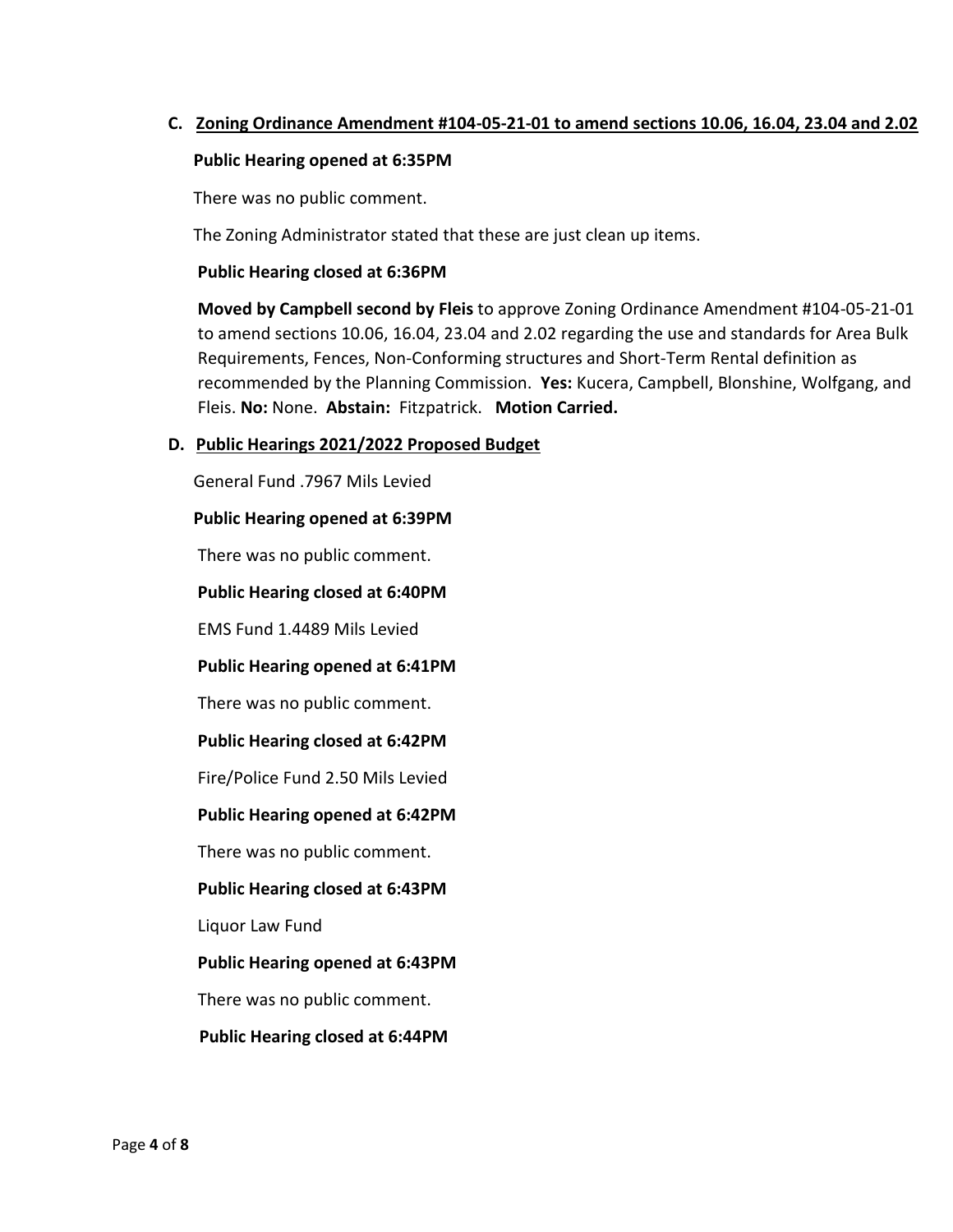**C. Zoning Ordinance Amendment #104-05-21-01 to amend sections 10.06, 16.04, 23.04 and 2.02**

**Public Hearing opened at 6:35PM**

There was no public comment.

The Zoning Administrator stated that these are just clean up items.

**Public Hearing closed at 6:36PM**

**Moved by Campbell second by Fleis** to approve Zoning Ordinance Amendment #104-05-21-01 to amend sections 10.06, 16.04, 23.04 and 2.02 regarding the use and standards for Area Bulk Requirements, Fences, Non-Conforming structures and Short-Term Rental definition as recommended by the Planning Commission. **Yes:** Kucera, Campbell, Blonshine, Wolfgang, and Fleis. **No:** None. **Abstain:** Fitzpatrick. **Motion Carried.**

**D. Public Hearings 2021/2022 Proposed Budget**

General Fund .7967 Mils Levied

**Public Hearing opened at 6:39PM**

There was no public comment.

**Public Hearing closed at 6:40PM**

EMS Fund 1.4489 Mils Levied

**Public Hearing opened at 6:41PM**

There was no public comment.

**Public Hearing closed at 6:42PM**

Fire/Police Fund 2.50 Mils Levied

**Public Hearing opened at 6:42PM**

There was no public comment.

**Public Hearing closed at 6:43PM**

Liquor Law Fund

**Public Hearing opened at 6:43PM**

There was no public comment.

**Public Hearing closed at 6:44PM**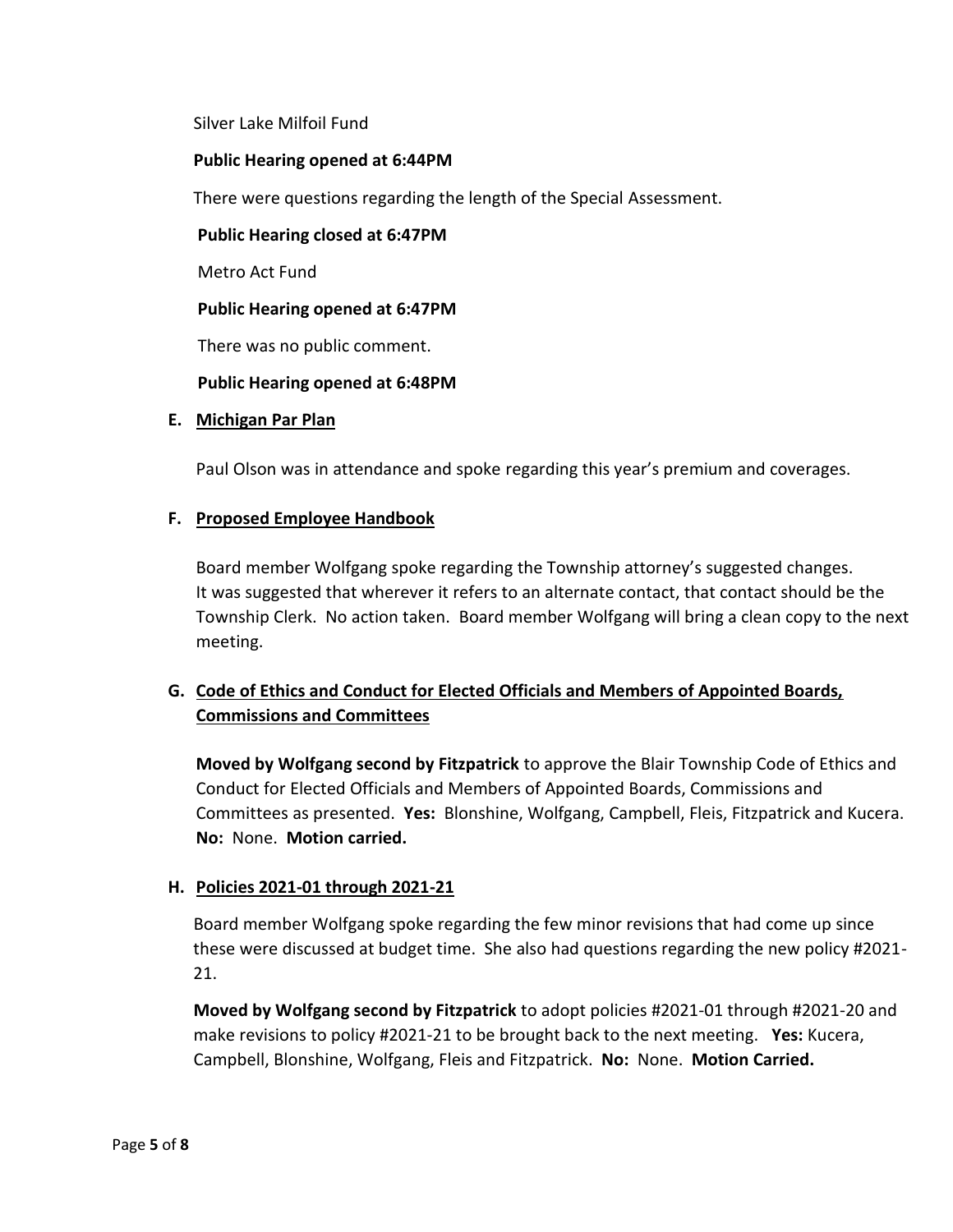Silver Lake Milfoil Fund

**Public Hearing opened at 6:44PM**

There were questions regarding the length of the Special Assessment.

**Public Hearing closed at 6:47PM**

Metro Act Fund

**Public Hearing opened at 6:47PM**

There was no public comment.

**Public Hearing opened at 6:48PM**

**E. <u>Michigan Par Plan</u>**

Paul Olson was in attendance and spoke regarding this year's premium and coverages.

**F. <u>Proposed Employee Handbook</u>**

Board member Wolfgang spoke regarding the Township attorney's suggested changes. It was suggested that wherever it refers to an alternate contact, that contact should be the Township Clerk. No action taken. Board member Wolfgang will bring a clean copy to the next meeting.

**G. <u>Code of Ethics and Conduct for Elected Officials and Members of Appointed Boards, Commissions and Committees</u>**

**Moved by Wolfgang second by Fitzpatrick** to approve the Blair Township Code of Ethics and Conduct for Elected Officials and Members of Appointed Boards, Commissions and Committees as presented. **Yes:** Blonshine, Wolfgang, Campbell, Fleis, Fitzpatrick and Kucera. **No:** None. **Motion carried.**

**H. <u>Policies 2021-01 through 2021-21</u>**

Board member Wolfgang spoke regarding the few minor revisions that had come up since these were discussed at budget time. She also had questions regarding the new policy #2021-21.

**Moved by Wolfgang second by Fitzpatrick** to adopt policies #2021-01 through #2021-20 and make revisions to policy #2021-21 to be brought back to the next meeting. **Yes:** Kucera, Campbell, Blonshine, Wolfgang, Fleis and Fitzpatrick. **No:** None. **Motion Carried.**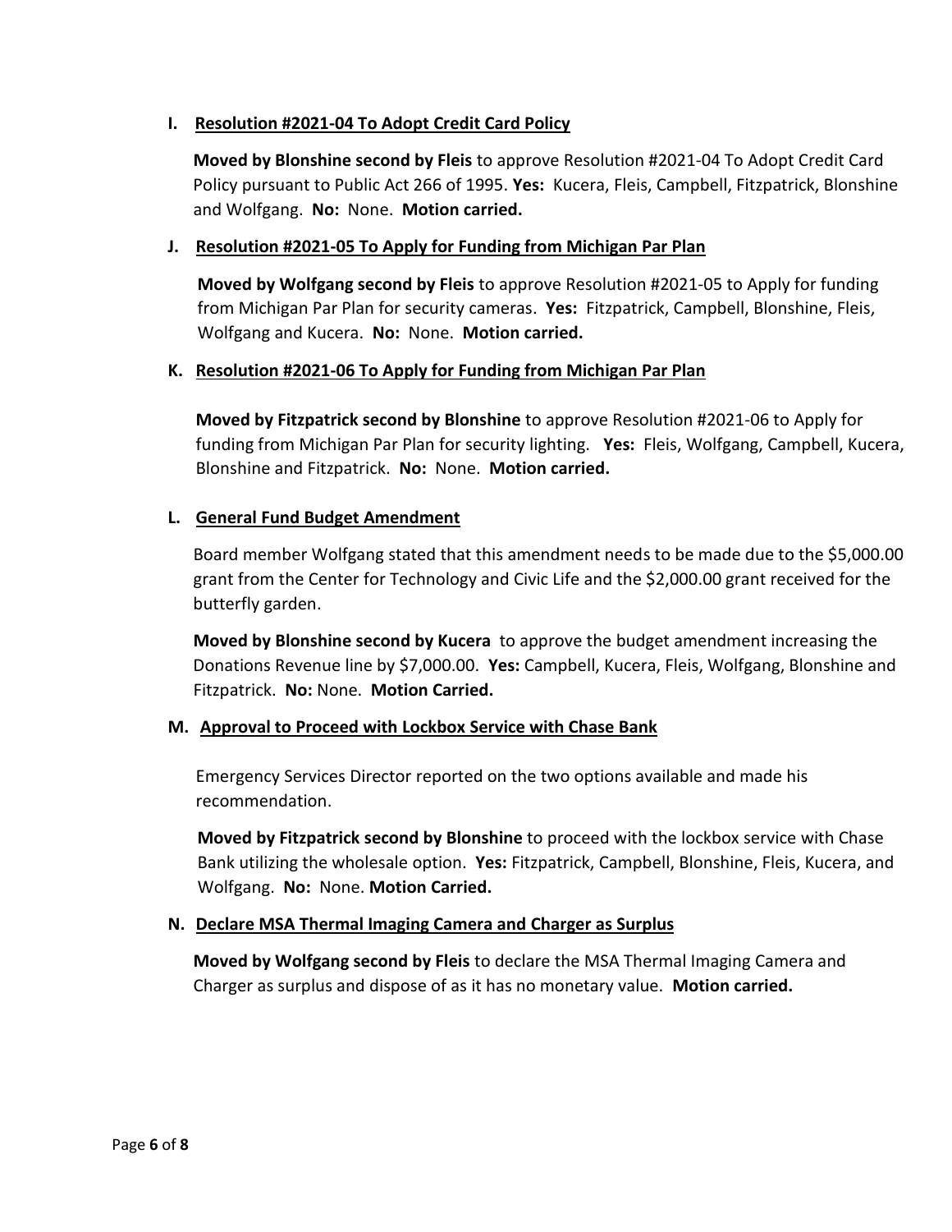### I. Resolution #2021-04 To Adopt Credit Card Policy

**Moved by Blonshine second by Fleis** to approve Resolution #2021-04 To Adopt Credit Card Policy pursuant to Public Act 266 of 1995. **Yes:** Kucera, Fleis, Campbell, Fitzpatrick, Blonshine and Wolfgang. **No:** None. **Motion carried.**

### J. Resolution #2021-05 To Apply for Funding from Michigan Par Plan

**Moved by Wolfgang second by Fleis** to approve Resolution #2021-05 to Apply for funding from Michigan Par Plan for security cameras. **Yes:** Fitzpatrick, Campbell, Blonshine, Fleis, Wolfgang and Kucera. **No:** None. **Motion carried.**

### K. Resolution #2021-06 To Apply for Funding from Michigan Par Plan

**Moved by Fitzpatrick second by Blonshine** to approve Resolution #2021-06 to Apply for funding from Michigan Par Plan for security lighting. **Yes:** Fleis, Wolfgang, Campbell, Kucera, Blonshine and Fitzpatrick. **No:** None. **Motion carried.**

### L. General Fund Budget Amendment

Board member Wolfgang stated that this amendment needs to be made due to the $5,000.00 grant from the Center for Technology and Civic Life and the $2,000.00 grant received for the butterfly garden.

**Moved by Blonshine second by Kucera** to approve the budget amendment increasing the Donations Revenue line by $7,000.00. **Yes:** Campbell, Kucera, Fleis, Wolfgang, Blonshine and Fitzpatrick. **No:** None. **Motion Carried.**

### M. Approval to Proceed with Lockbox Service with Chase Bank

Emergency Services Director reported on the two options available and made his recommendation.

**Moved by Fitzpatrick second by Blonshine** to proceed with the lockbox service with Chase Bank utilizing the wholesale option. **Yes:** Fitzpatrick, Campbell, Blonshine, Fleis, Kucera, and Wolfgang. **No:** None. **Motion Carried.**

### N. Declare MSA Thermal Imaging Camera and Charger as Surplus

**Moved by Wolfgang second by Fleis** to declare the MSA Thermal Imaging Camera and Charger as surplus and dispose of as it has no monetary value. **Motion carried.**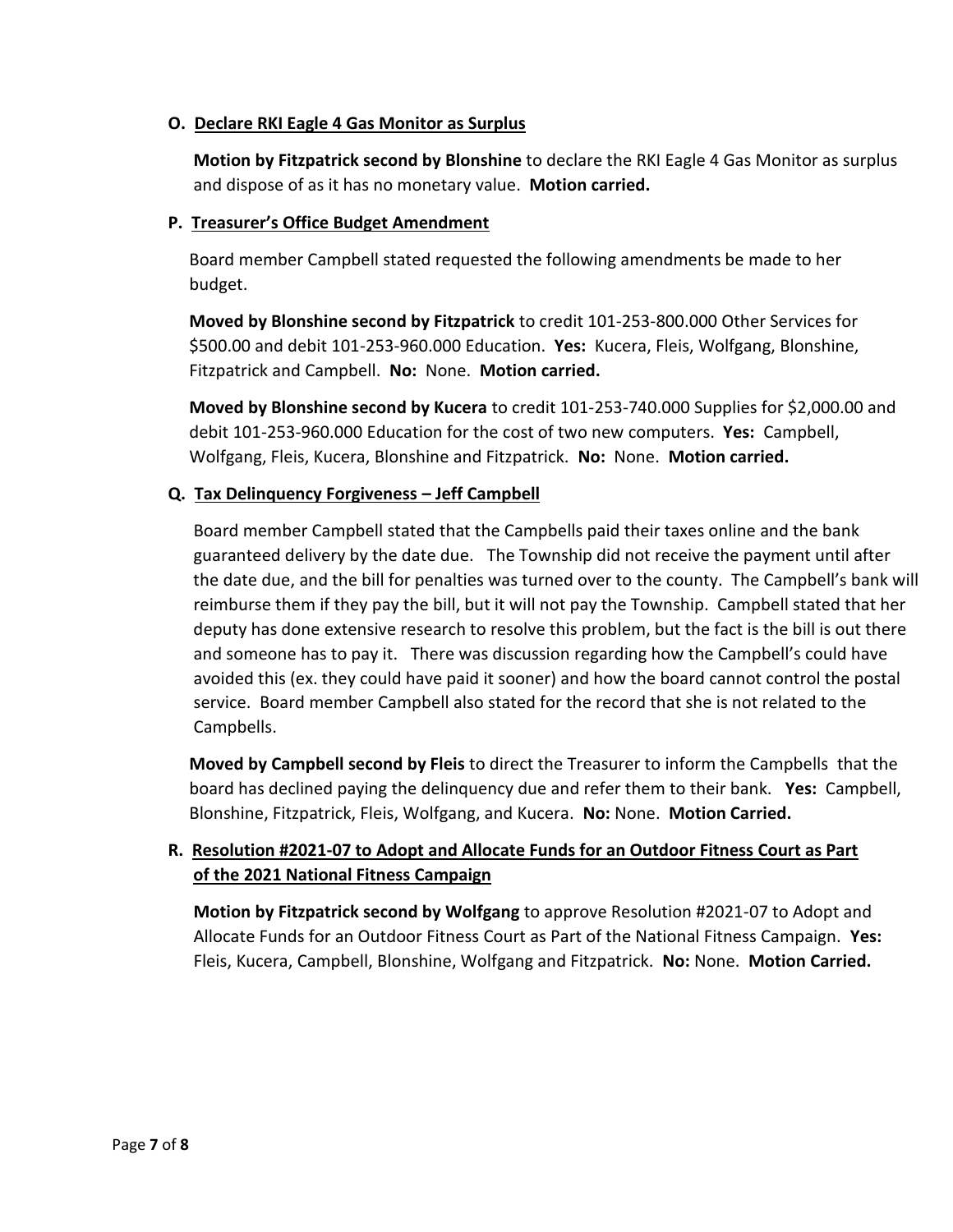**O. Declare RKI Eagle 4 Gas Monitor as Surplus**

**Motion by Fitzpatrick second by Blonshine** to declare the RKI Eagle 4 Gas Monitor as surplus and dispose of as it has no monetary value. **Motion carried.**

**P. Treasurer's Office Budget Amendment**

Board member Campbell stated requested the following amendments be made to her budget.

**Moved by Blonshine second by Fitzpatrick** to credit 101-253-800.000 Other Services for \$500.00 and debit 101-253-960.000 Education. **Yes:** Kucera, Fleis, Wolfgang, Blonshine, Fitzpatrick and Campbell. **No:** None. **Motion carried.**

**Moved by Blonshine second by Kucera** to credit 101-253-740.000 Supplies for \$2,000.00 and debit 101-253-960.000 Education for the cost of two new computers. **Yes:** Campbell, Wolfgang, Fleis, Kucera, Blonshine and Fitzpatrick. **No:** None. **Motion carried.**

**Q. Tax Delinquency Forgiveness – Jeff Campbell**

Board member Campbell stated that the Campbells paid their taxes online and the bank guaranteed delivery by the date due. The Township did not receive the payment until after the date due, and the bill for penalties was turned over to the county. The Campbell's bank will reimburse them if they pay the bill, but it will not pay the Township. Campbell stated that her deputy has done extensive research to resolve this problem, but the fact is the bill is out there and someone has to pay it. There was discussion regarding how the Campbell's could have avoided this (ex. they could have paid it sooner) and how the board cannot control the postal service. Board member Campbell also stated for the record that she is not related to the Campbells.

**Moved by Campbell second by Fleis** to direct the Treasurer to inform the Campbells that the board has declined paying the delinquency due and refer them to their bank. **Yes:** Campbell, Blonshine, Fitzpatrick, Fleis, Wolfgang, and Kucera. **No:** None. **Motion Carried.**

**R. Resolution #2021-07 to Adopt and Allocate Funds for an Outdoor Fitness Court as Part of the 2021 National Fitness Campaign**

**Motion by Fitzpatrick second by Wolfgang** to approve Resolution #2021-07 to Adopt and Allocate Funds for an Outdoor Fitness Court as Part of the National Fitness Campaign. **Yes:** Fleis, Kucera, Campbell, Blonshine, Wolfgang and Fitzpatrick. **No:** None. **Motion Carried.**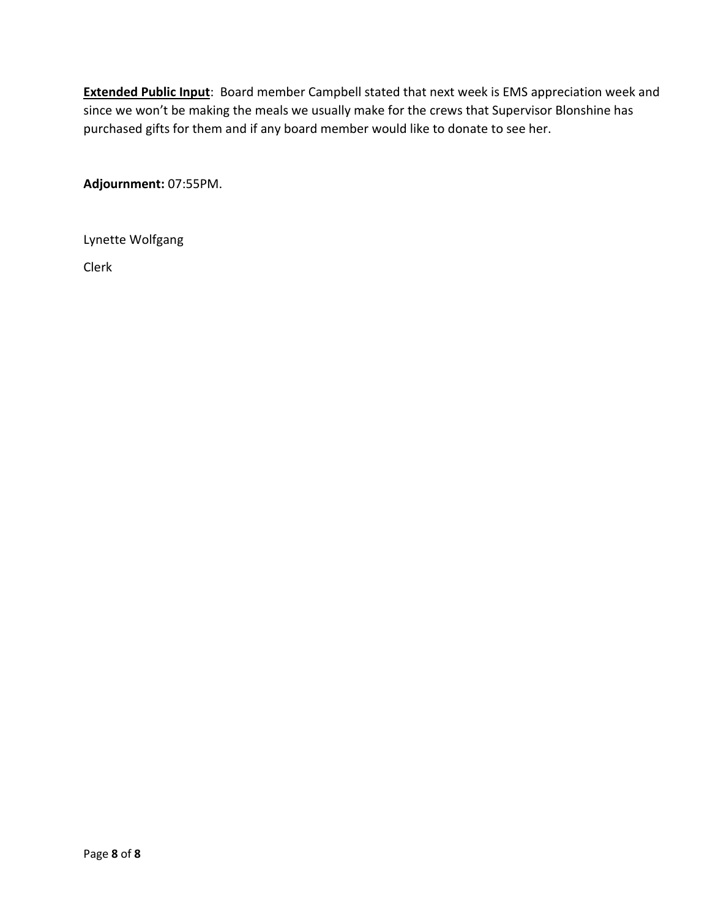**<u>Extended Public Input</u>**: Board member Campbell stated that next week is EMS appreciation week and since we won't be making the meals we usually make for the crews that Supervisor Blonshine has purchased gifts for them and if any board member would like to donate to see her.

**Adjournment:** 07:55PM.

Lynette Wolfgang

Clerk